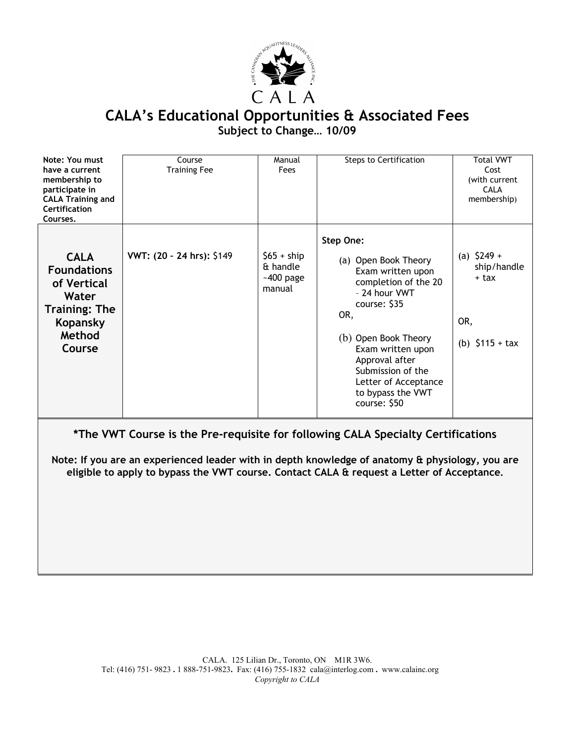CALA

# CALA's Educational Opportunities & Associated Fees

**Subject to Change… 10/09**

| **Note: You must have a current membership to participate in CALA Training and Certification Courses.** | Course Training Fee | Manual Fees | Steps to Certification | Total VWT Cost (with current CALA membership) |
|---|---|---|---|---|
| **CALA Foundations of Vertical Water Training: The Kopansky Method Course** | **VWT: (20 – 24 hrs):** $149 | $65 + ship & handle ~400 page manual | **Step One:** (a) Open Book Theory Exam written upon completion of the 20 – 24 hour VWT course: $35 OR, (b) Open Book Theory Exam written upon Approval after Submission of the Letter of Acceptance to bypass the VWT course: $50 | (a) $249 + ship/handle + tax OR, (b) $115 + tax |

**\*The VWT Course is the Pre-requisite for following CALA Specialty Certifications**

**Note: If you are an experienced leader with in depth knowledge of anatomy & physiology, you are eligible to apply to bypass the VWT course. Contact CALA & request a Letter of Acceptance.**

CALA. 125 Lilian Dr., Toronto, ON M1R 3W6.
Tel: (416) 751- 9823 . 1 888-751-9823. Fax: (416) 755-1832 cala@interlog.com . www.calainc.org
*Copyright to CALA*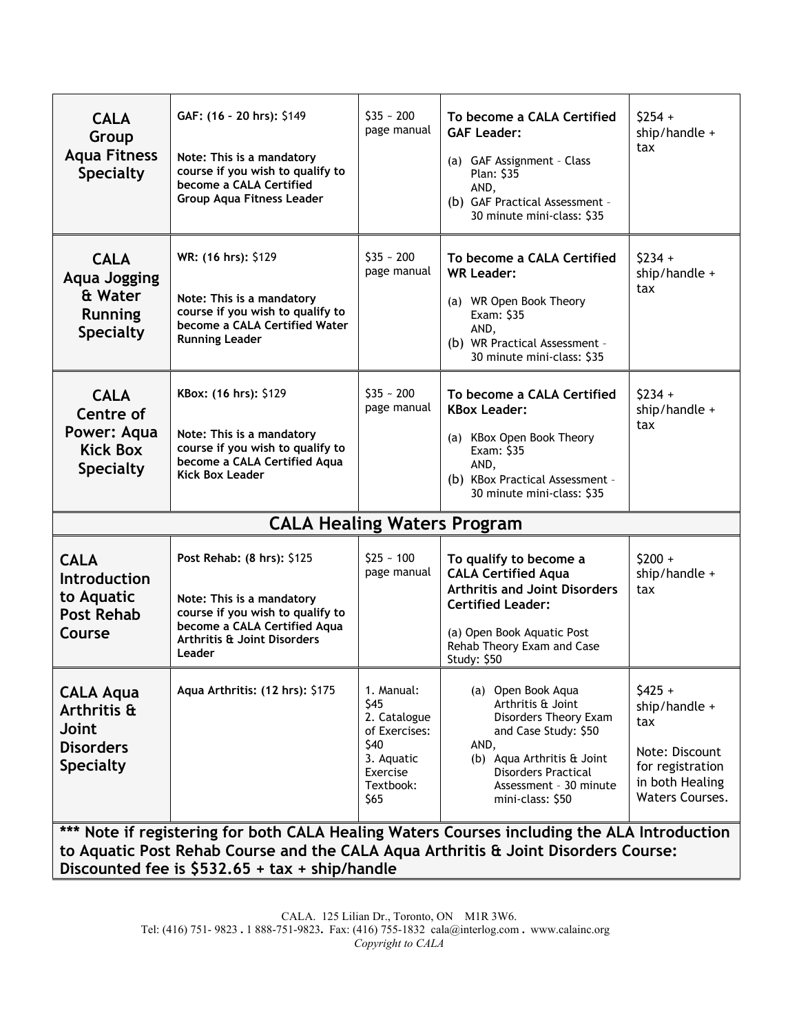| | | | | |
|---|---|---|---|---|
| **CALA Group Aqua Fitness Specialty** | **GAF: (16 – 20 hrs):** $149<br><br>**Note: This is a mandatory course if you wish to qualify to become a CALA Certified Group Aqua Fitness Leader** | $35 ~ 200 page manual | **To become a CALA Certified GAF Leader:**<br><br>(a) GAF Assignment – Class Plan: $35<br>AND,<br>(b) GAF Practical Assessment – 30 minute mini-class: $35 | $254 + ship/handle + tax |
| **CALA Aqua Jogging & Water Running Specialty** | **WR: (16 hrs):** $129<br><br>**Note: This is a mandatory course if you wish to qualify to become a CALA Certified Water Running Leader** | $35 ~ 200 page manual | **To become a CALA Certified WR Leader:**<br><br>(a) WR Open Book Theory Exam: $35<br>AND,<br>(b) WR Practical Assessment – 30 minute mini-class: $35 | $234 + ship/handle + tax |
| **CALA Centre of Power: Aqua Kick Box Specialty** | **KBox: (16 hrs):** $129<br><br>**Note: This is a mandatory course if you wish to qualify to become a CALA Certified Aqua Kick Box Leader** | $35 ~ 200 page manual | **To become a CALA Certified KBox Leader:**<br><br>(a) KBox Open Book Theory Exam: $35<br>AND,<br>(b) KBox Practical Assessment – 30 minute mini-class: $35 | $234 + ship/handle + tax |
| **CALA Healing Waters Program** | | | | |
| **CALA Introduction to Aquatic Post Rehab Course** | **Post Rehab: (8 hrs):** $125<br><br>**Note: This is a mandatory course if you wish to qualify to become a CALA Certified Aqua Arthritis & Joint Disorders Leader** | $25 ~ 100 page manual | **To qualify to become a CALA Certified Aqua Arthritis and Joint Disorders Certified Leader:**<br><br>(a) Open Book Aquatic Post Rehab Theory Exam and Case Study: $50 | $200 + ship/handle + tax |
| **CALA Aqua Arthritis & Joint Disorders Specialty** | **Aqua Arthritis: (12 hrs):** $175 | 1. Manual: $45<br>2. Catalogue of Exercises: $40<br>3. Aquatic Exercise Textbook: $65 | (a) Open Book Aqua Arthritis & Joint Disorders Theory Exam and Case Study: $50<br>AND,<br>(b) Aqua Arthritis & Joint Disorders Practical Assessment – 30 minute mini-class: $50 | $425 + ship/handle + tax<br><br>Note: Discount for registration in both Healing Waters Courses. |
| **\*\*\* Note if registering for both CALA Healing Waters Courses including the ALA Introduction to Aquatic Post Rehab Course and the CALA Aqua Arthritis & Joint Disorders Course: Discounted fee is $532.65 + tax + ship/handle** | | | | |

CALA. 125 Lilian Dr., Toronto, ON M1R 3W6.
Tel: (416) 751- 9823 . 1 888-751-9823. Fax: (416) 755-1832 cala@interlog.com . www.calainc.org
*Copyright to CALA*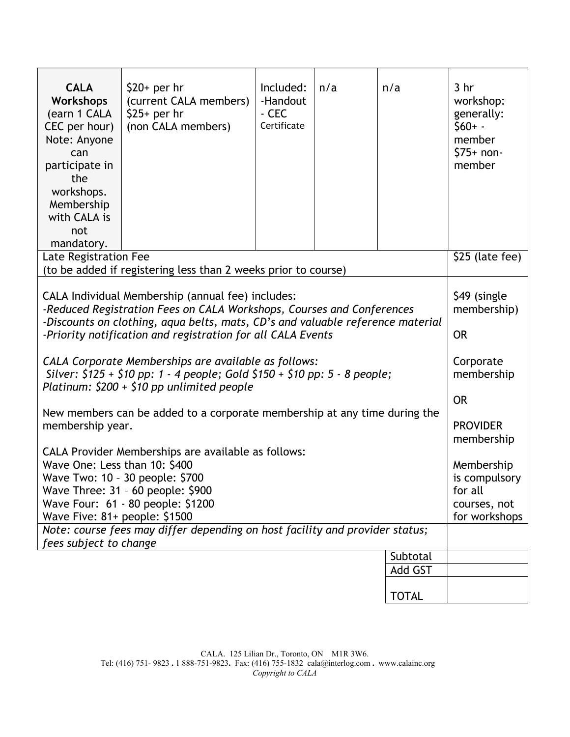| **CALA Workshops** (earn 1 CALA CEC per hour) Note: Anyone can participate in the workshops. Membership with CALA is not mandatory. | $20+ per hr (current CALA members) $25+ per hr (non CALA members) | Included: -Handout - CEC Certificate | n/a | n/a | 3 hr workshop: generally: $60+ - member $75+ non-member |
|---|---|---|---|---|---|
| Late Registration Fee (to be added if registering less than 2 weeks prior to course) | | | | | $25 (late fee) |
| CALA Individual Membership (annual fee) includes: *-Reduced Registration Fees on CALA Workshops, Courses and Conferences* *-Discounts on clothing, aqua belts, mats, CD's and valuable reference material* *-Priority notification and registration for all CALA Events*<br><br>*CALA Corporate Memberships are available as follows:* *Silver: $125 + $10 pp: 1 - 4 people; Gold $150 + $10 pp: 5 - 8 people; Platinum: $200 + $10 pp unlimited people*<br><br>New members can be added to a corporate membership at any time during the membership year.<br><br>CALA Provider Memberships are available as follows:<br>Wave One: Less than 10: $400<br>Wave Two: 10 – 30 people: $700<br>Wave Three: 31 – 60 people: $900<br>Wave Four: 61 - 80 people: $1200<br>Wave Five: 81+ people: $1500 | | | | | $49 (single membership)<br><br>OR<br><br>Corporate membership<br><br>OR<br><br>PROVIDER membership<br><br>Membership is compulsory for all courses, not for workshops |
| *Note: course fees may differ depending on host facility and provider status; fees subject to change* | | | | | |
| | | | | Subtotal | |
| | | | | Add GST | |
| | | | | TOTAL | |

CALA. 125 Lilian Dr., Toronto, ON M1R 3W6.
Tel: (416) 751- 9823 . 1 888-751-9823. Fax: (416) 755-1832 cala@interlog.com . www.calainc.org
*Copyright to CALA*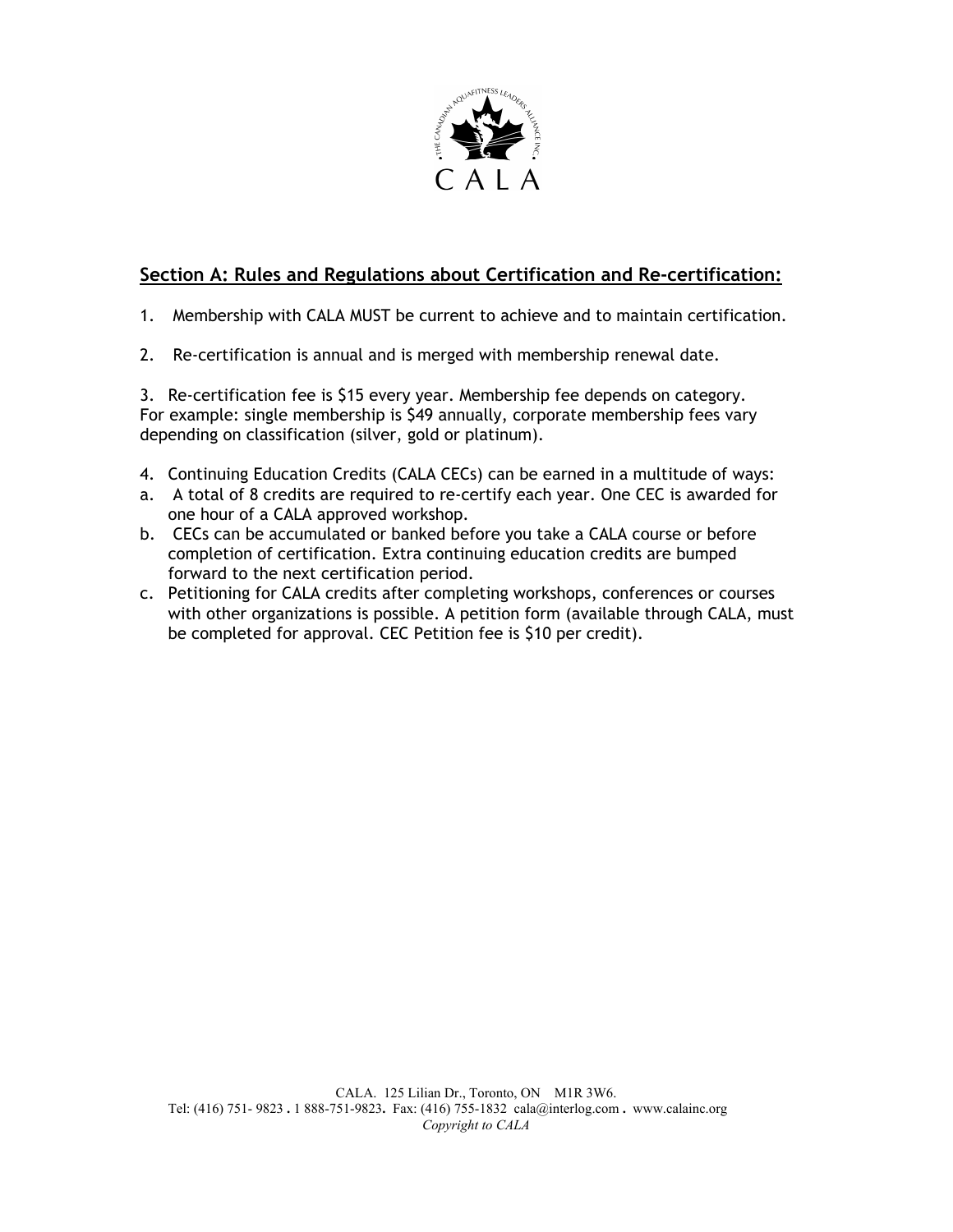## Section A: Rules and Regulations about Certification and Re-certification:

1. Membership with CALA MUST be current to achieve and to maintain certification.

2. Re-certification is annual and is merged with membership renewal date.

3. Re-certification fee is $15 every year. Membership fee depends on category. For example: single membership is $49 annually, corporate membership fees vary depending on classification (silver, gold or platinum).

4. Continuing Education Credits (CALA CECs) can be earned in a multitude of ways:

a. A total of 8 credits are required to re-certify each year. One CEC is awarded for one hour of a CALA approved workshop.

b. CECs can be accumulated or banked before you take a CALA course or before completion of certification. Extra continuing education credits are bumped forward to the next certification period.

c. Petitioning for CALA credits after completing workshops, conferences or courses with other organizations is possible. A petition form (available through CALA, must be completed for approval. CEC Petition fee is $10 per credit).

CALA. 125 Lilian Dr., Toronto, ON M1R 3W6.
Tel: (416) 751- 9823 . 1 888-751-9823. Fax: (416) 755-1832 cala@interlog.com . www.calainc.org
*Copyright to CALA*